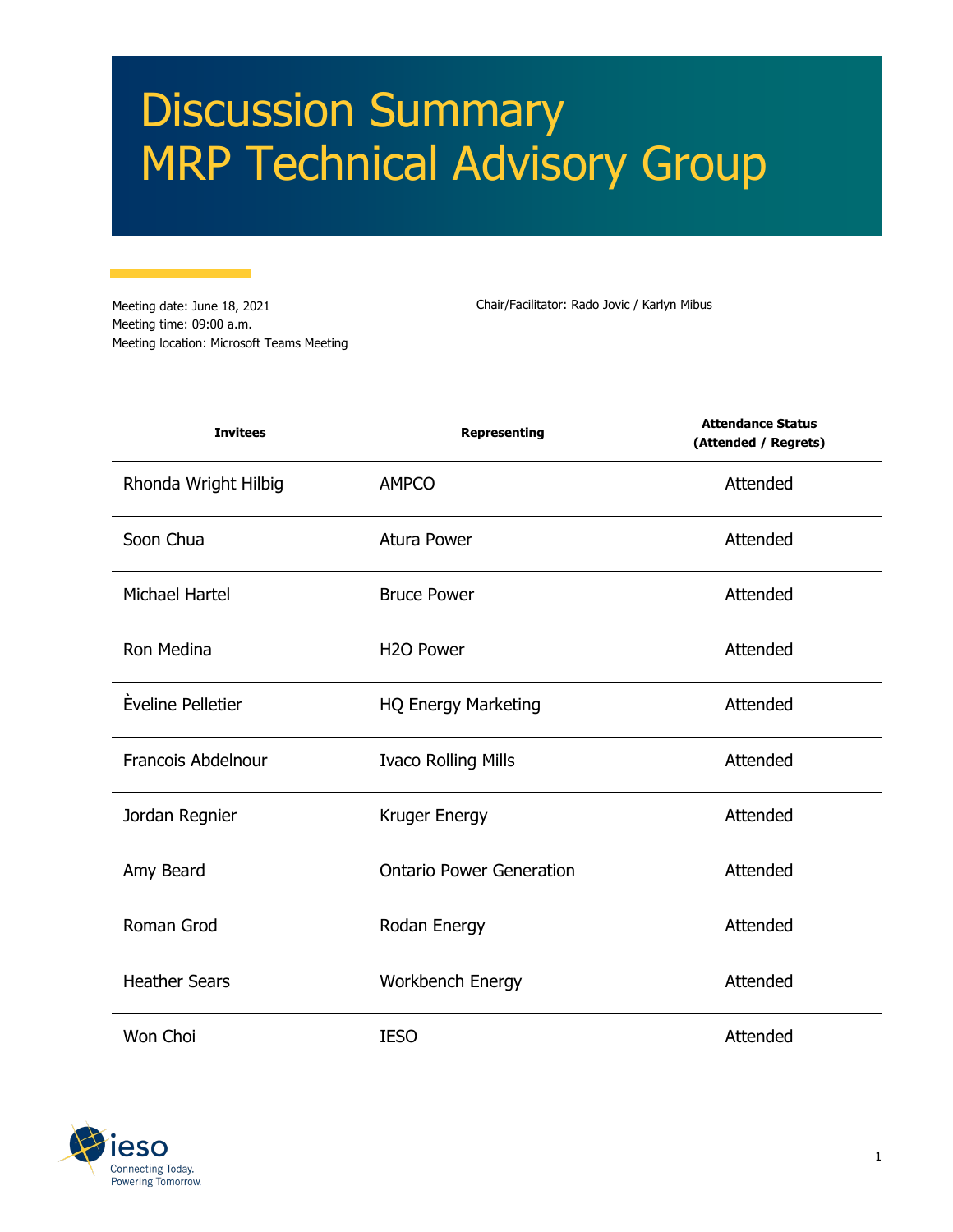# Discussion Summary
# MRP Technical Advisory Group

Meeting date: June 18, 2021
Meeting time: 09:00 a.m.
Meeting location: Microsoft Teams Meeting

Chair/Facilitator: Rado Jovic / Karlyn Mibus

| Invitees | Representing | Attendance Status (Attended / Regrets) |
|---|---|---|
| Rhonda Wright Hilbig | AMPCO | Attended |
| Soon Chua | Atura Power | Attended |
| Michael Hartel | Bruce Power | Attended |
| Ron Medina | H2O Power | Attended |
| Èveline Pelletier | HQ Energy Marketing | Attended |
| Francois Abdelnour | Ivaco Rolling Mills | Attended |
| Jordan Regnier | Kruger Energy | Attended |
| Amy Beard | Ontario Power Generation | Attended |
| Roman Grod | Rodan Energy | Attended |
| Heather Sears | Workbench Energy | Attended |
| Won Choi | IESO | Attended |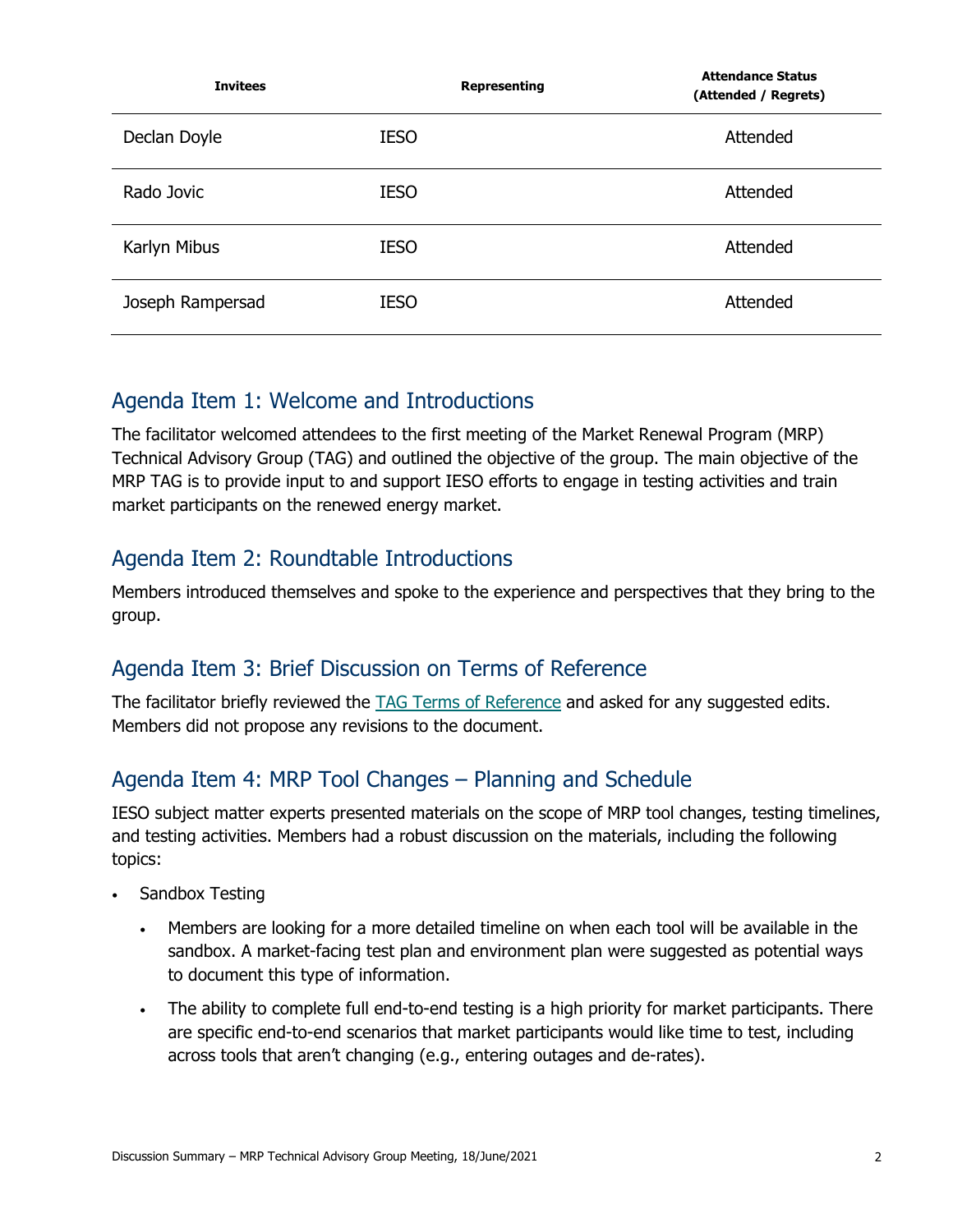| Invitees | Representing | Attendance Status (Attended / Regrets) |
|---|---|---|
| Declan Doyle | IESO | Attended |
| Rado Jovic | IESO | Attended |
| Karlyn Mibus | IESO | Attended |
| Joseph Rampersad | IESO | Attended |

## Agenda Item 1: Welcome and Introductions

The facilitator welcomed attendees to the first meeting of the Market Renewal Program (MRP) Technical Advisory Group (TAG) and outlined the objective of the group. The main objective of the MRP TAG is to provide input to and support IESO efforts to engage in testing activities and train market participants on the renewed energy market.

## Agenda Item 2: Roundtable Introductions

Members introduced themselves and spoke to the experience and perspectives that they bring to the group.

## Agenda Item 3: Brief Discussion on Terms of Reference

The facilitator briefly reviewed the TAG Terms of Reference and asked for any suggested edits. Members did not propose any revisions to the document.

## Agenda Item 4: MRP Tool Changes – Planning and Schedule

IESO subject matter experts presented materials on the scope of MRP tool changes, testing timelines, and testing activities. Members had a robust discussion on the materials, including the following topics:

- Sandbox Testing
  - Members are looking for a more detailed timeline on when each tool will be available in the sandbox. A market-facing test plan and environment plan were suggested as potential ways to document this type of information.
  - The ability to complete full end-to-end testing is a high priority for market participants. There are specific end-to-end scenarios that market participants would like time to test, including across tools that aren't changing (e.g., entering outages and de-rates).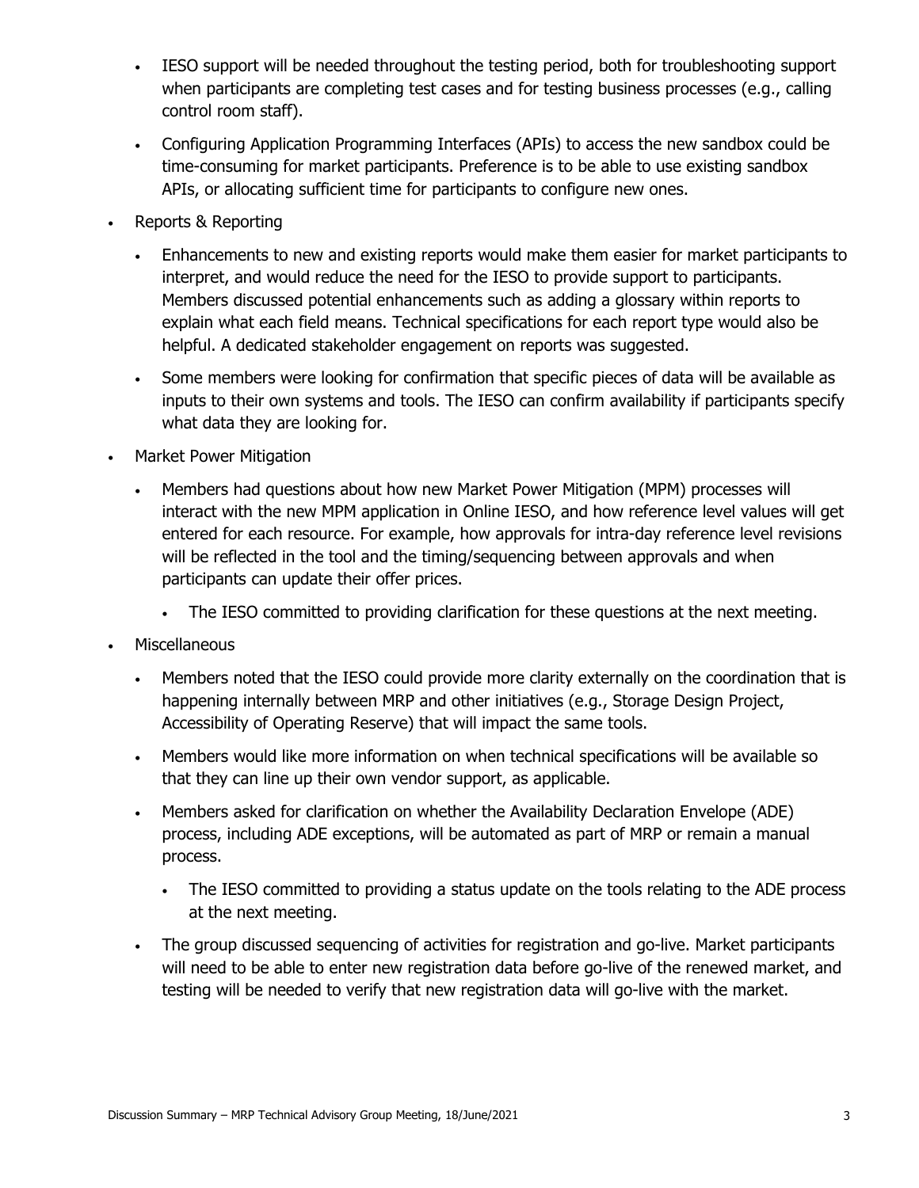- IESO support will be needed throughout the testing period, both for troubleshooting support when participants are completing test cases and for testing business processes (e.g., calling control room staff).
- Configuring Application Programming Interfaces (APIs) to access the new sandbox could be time-consuming for market participants. Preference is to be able to use existing sandbox APIs, or allocating sufficient time for participants to configure new ones.

- Reports & Reporting
  - Enhancements to new and existing reports would make them easier for market participants to interpret, and would reduce the need for the IESO to provide support to participants. Members discussed potential enhancements such as adding a glossary within reports to explain what each field means. Technical specifications for each report type would also be helpful. A dedicated stakeholder engagement on reports was suggested.
  - Some members were looking for confirmation that specific pieces of data will be available as inputs to their own systems and tools. The IESO can confirm availability if participants specify what data they are looking for.
- Market Power Mitigation
  - Members had questions about how new Market Power Mitigation (MPM) processes will interact with the new MPM application in Online IESO, and how reference level values will get entered for each resource. For example, how approvals for intra-day reference level revisions will be reflected in the tool and the timing/sequencing between approvals and when participants can update their offer prices.
    - The IESO committed to providing clarification for these questions at the next meeting.
- Miscellaneous
  - Members noted that the IESO could provide more clarity externally on the coordination that is happening internally between MRP and other initiatives (e.g., Storage Design Project, Accessibility of Operating Reserve) that will impact the same tools.
  - Members would like more information on when technical specifications will be available so that they can line up their own vendor support, as applicable.
  - Members asked for clarification on whether the Availability Declaration Envelope (ADE) process, including ADE exceptions, will be automated as part of MRP or remain a manual process.
    - The IESO committed to providing a status update on the tools relating to the ADE process at the next meeting.
  - The group discussed sequencing of activities for registration and go-live. Market participants will need to be able to enter new registration data before go-live of the renewed market, and testing will be needed to verify that new registration data will go-live with the market.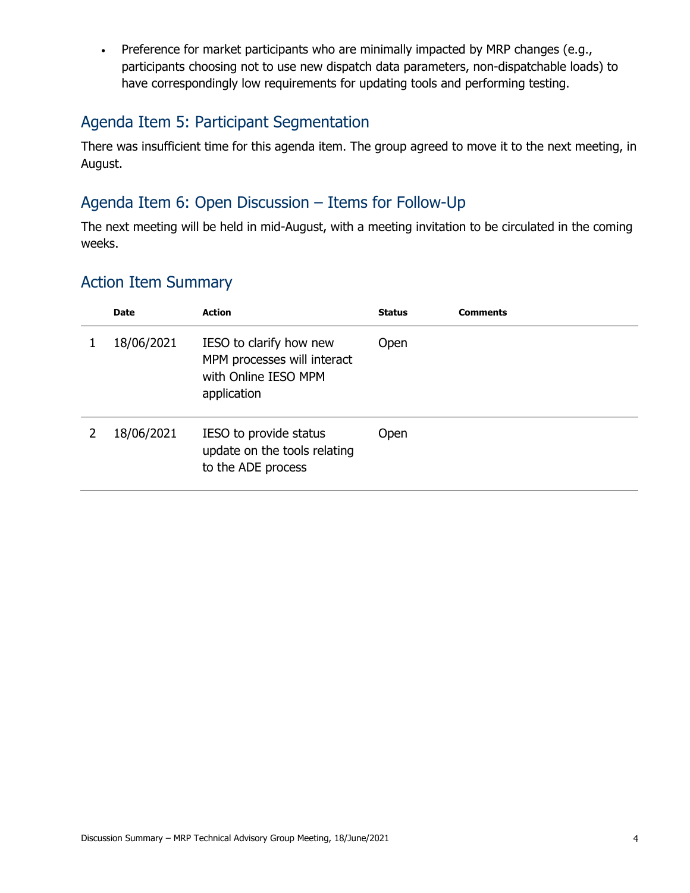- Preference for market participants who are minimally impacted by MRP changes (e.g., participants choosing not to use new dispatch data parameters, non-dispatchable loads) to have correspondingly low requirements for updating tools and performing testing.

## Agenda Item 5: Participant Segmentation

There was insufficient time for this agenda item. The group agreed to move it to the next meeting, in August.

## Agenda Item 6: Open Discussion – Items for Follow-Up

The next meeting will be held in mid-August, with a meeting invitation to be circulated in the coming weeks.

## Action Item Summary

| | Date | Action | Status | Comments |
|---|---|---|---|---|
| 1 | 18/06/2021 | IESO to clarify how new MPM processes will interact with Online IESO MPM application | Open | |
| 2 | 18/06/2021 | IESO to provide status update on the tools relating to the ADE process | Open | |